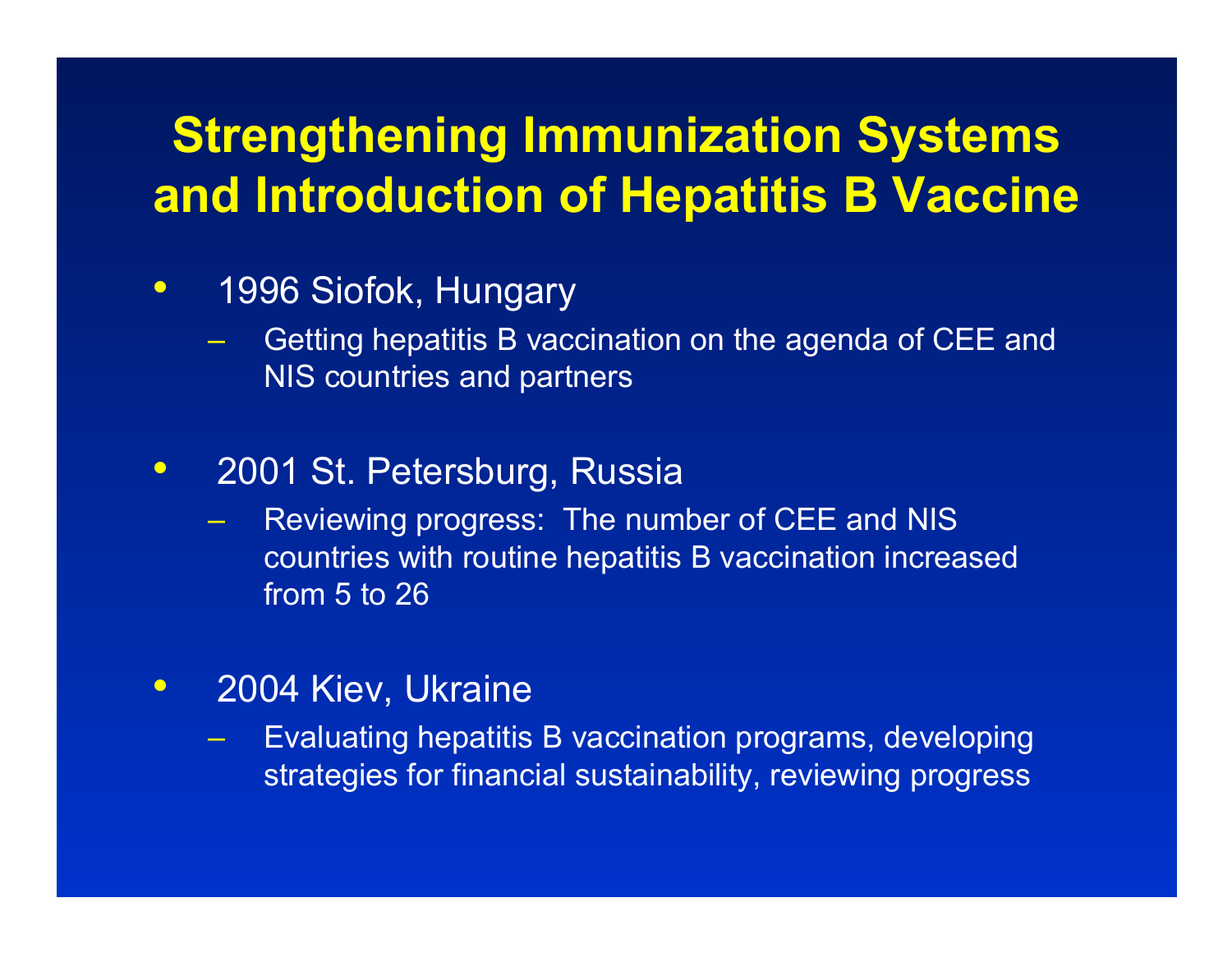# Strengthening Immunization Systems and Introduction of Hepatitis B Vaccine

- 1996 Siofok, Hungary
  - Getting hepatitis B vaccination on the agenda of CEE and NIS countries and partners
- 2001 St. Petersburg, Russia
  - Reviewing progress: The number of CEE and NIS countries with routine hepatitis B vaccination increased from 5 to 26
- 2004 Kiev, Ukraine
  - Evaluating hepatitis B vaccination programs, developing strategies for financial sustainability, reviewing progress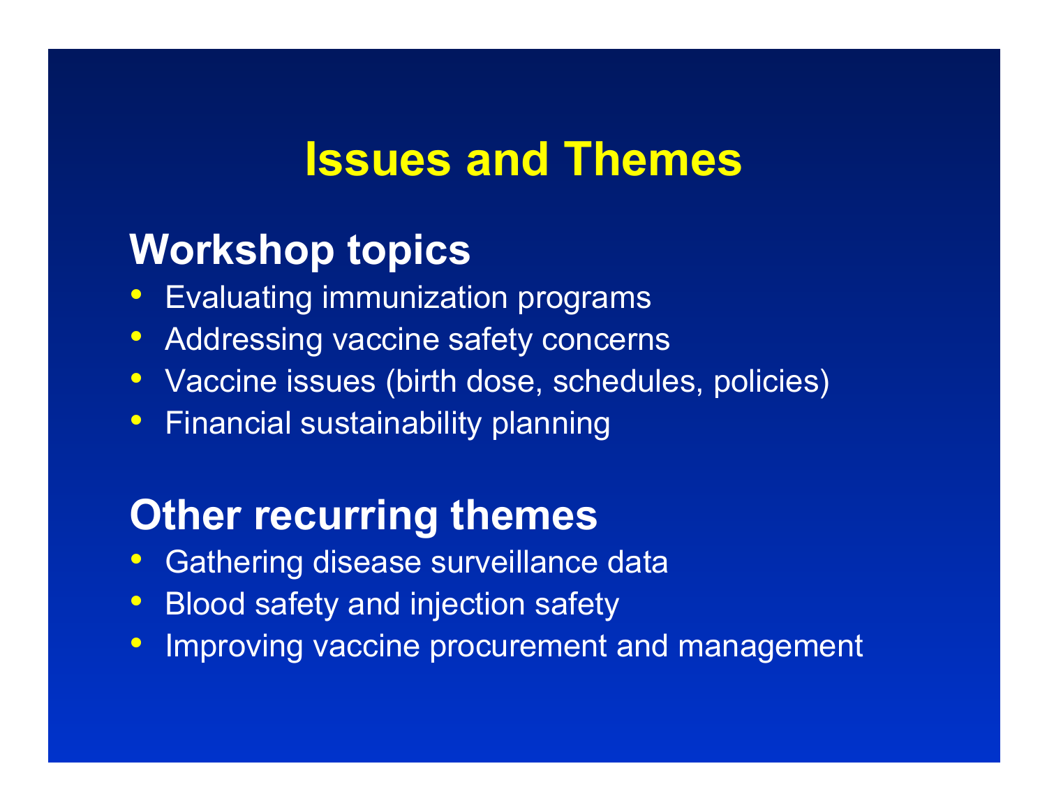# Issues and Themes

## Workshop topics

- Evaluating immunization programs
- Addressing vaccine safety concerns
- Vaccine issues (birth dose, schedules, policies)
- Financial sustainability planning

## Other recurring themes

- Gathering disease surveillance data
- Blood safety and injection safety
- Improving vaccine procurement and management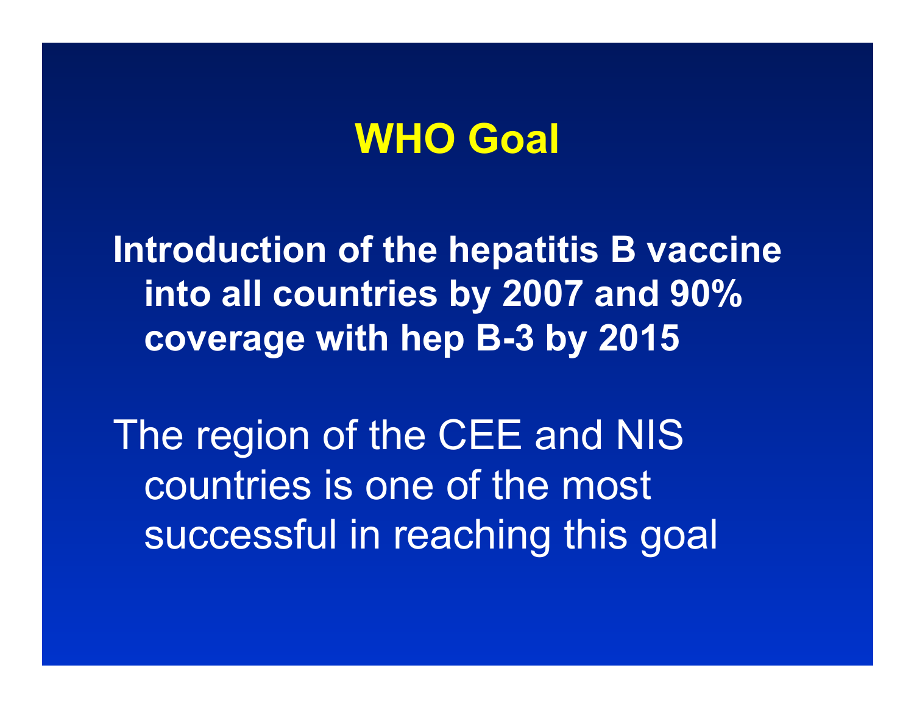# WHO Goal

**Introduction of the hepatitis B vaccine into all countries by 2007 and 90% coverage with hep B-3 by 2015**

The region of the CEE and NIS countries is one of the most successful in reaching this goal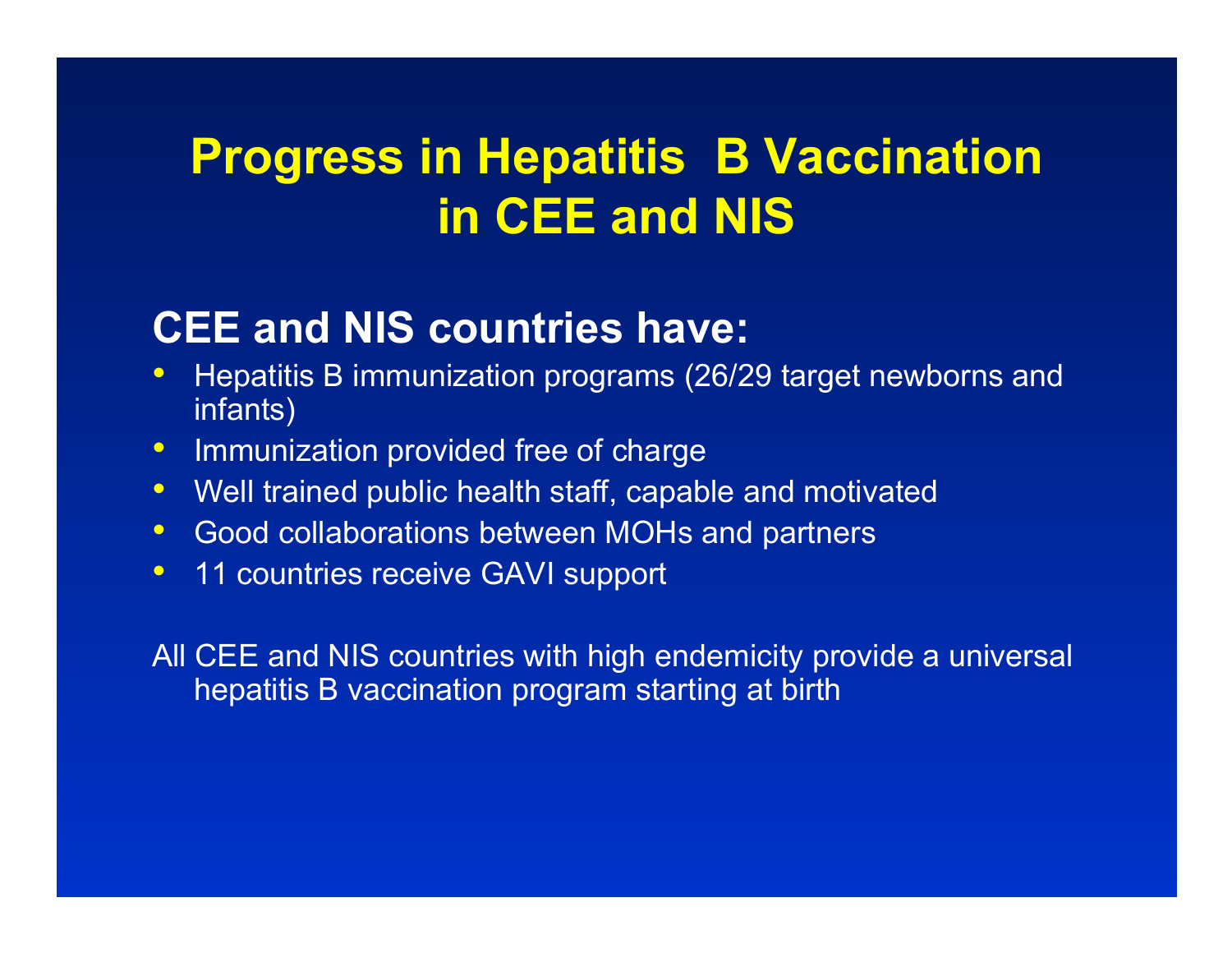# Progress in Hepatitis B Vaccination in CEE and NIS

## CEE and NIS countries have:

- Hepatitis B immunization programs (26/29 target newborns and infants)
- Immunization provided free of charge
- Well trained public health staff, capable and motivated
- Good collaborations between MOHs and partners
- 11 countries receive GAVI support

All CEE and NIS countries with high endemicity provide a universal hepatitis B vaccination program starting at birth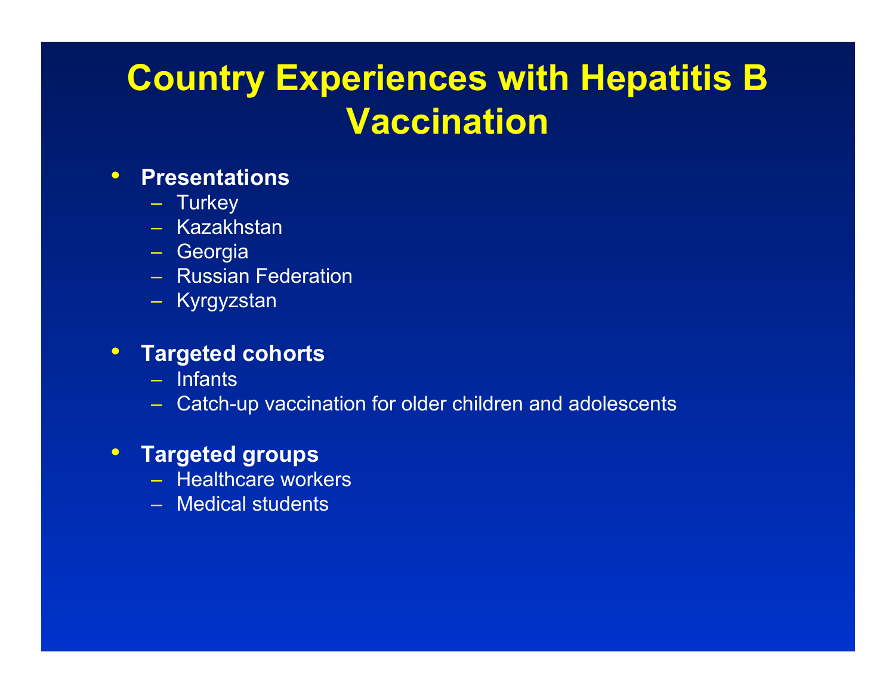# Country Experiences with Hepatitis B Vaccination

- **Presentations**
  - Turkey
  - Kazakhstan
  - Georgia
  - Russian Federation
  - Kyrgyzstan
- **Targeted cohorts**
  - Infants
  - Catch-up vaccination for older children and adolescents
- **Targeted groups**
  - Healthcare workers
  - Medical students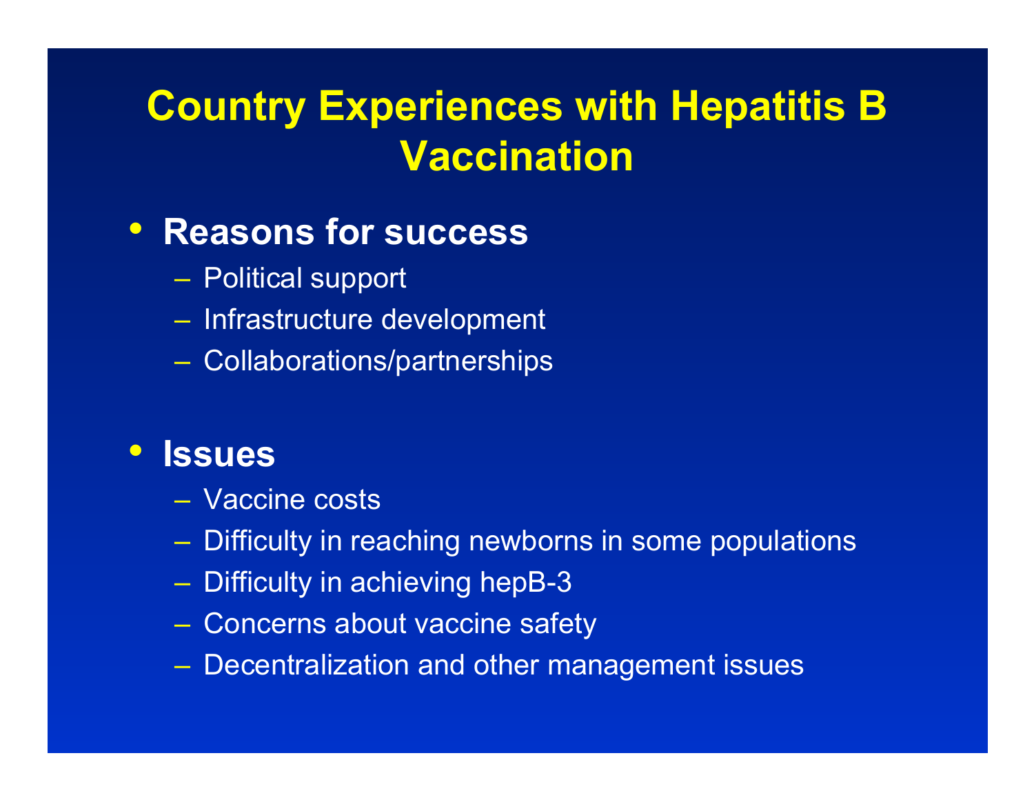# Country Experiences with Hepatitis B Vaccination

- **Reasons for success**
  - Political support
  - Infrastructure development
  - Collaborations/partnerships

- **Issues**
  - Vaccine costs
  - Difficulty in reaching newborns in some populations
  - Difficulty in achieving hepB-3
  - Concerns about vaccine safety
  - Decentralization and other management issues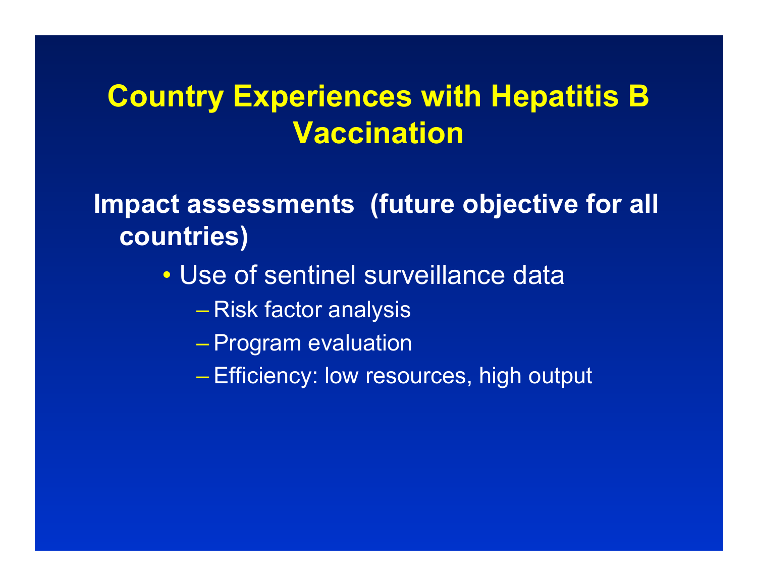# Country Experiences with Hepatitis B Vaccination

**Impact assessments (future objective for all countries)**

- Use of sentinel surveillance data
  - Risk factor analysis
  - Program evaluation
  - Efficiency: low resources, high output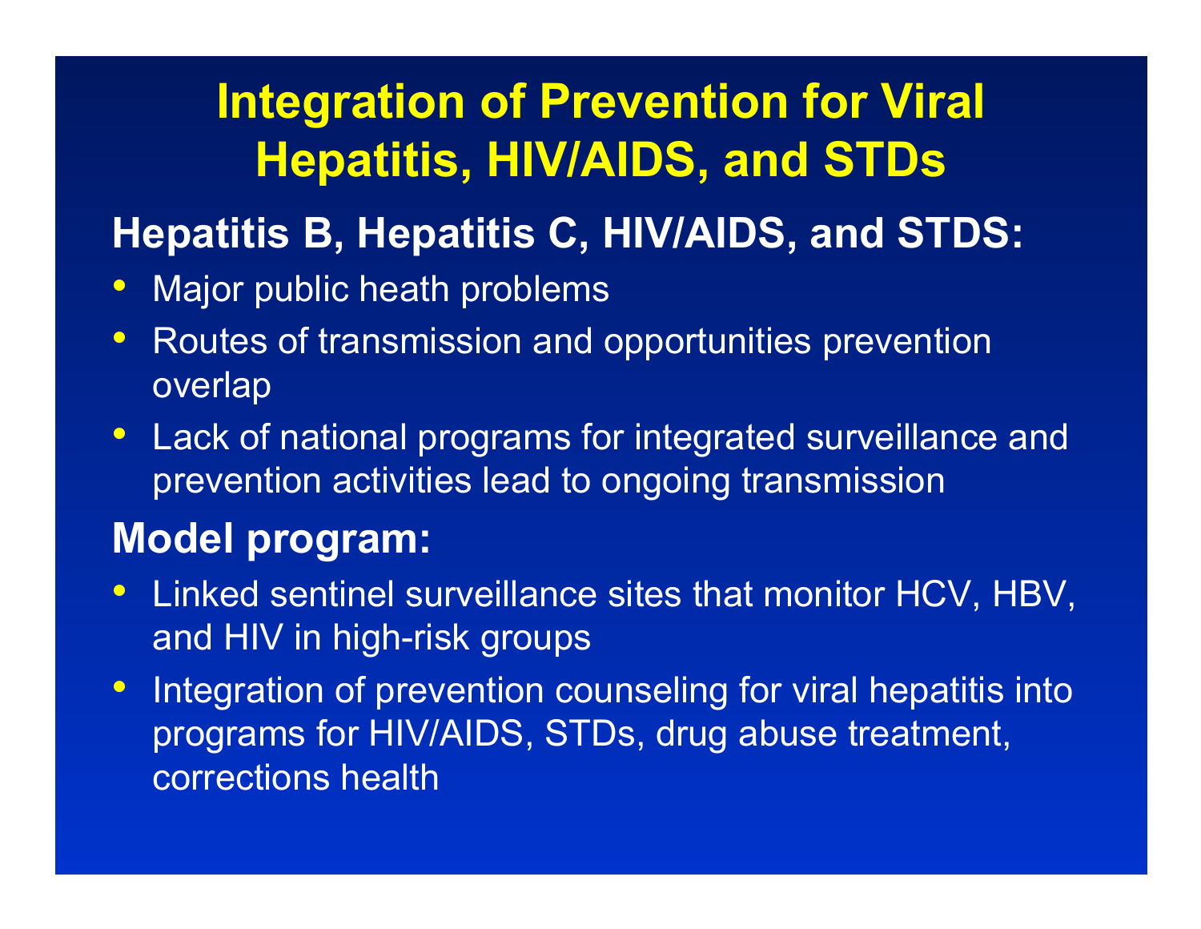# Integration of Prevention for Viral Hepatitis, HIV/AIDS, and STDs

## Hepatitis B, Hepatitis C, HIV/AIDS, and STDS:

- Major public heath problems
- Routes of transmission and opportunities prevention overlap
- Lack of national programs for integrated surveillance and prevention activities lead to ongoing transmission

## Model program:

- Linked sentinel surveillance sites that monitor HCV, HBV, and HIV in high-risk groups
- Integration of prevention counseling for viral hepatitis into programs for HIV/AIDS, STDs, drug abuse treatment, corrections health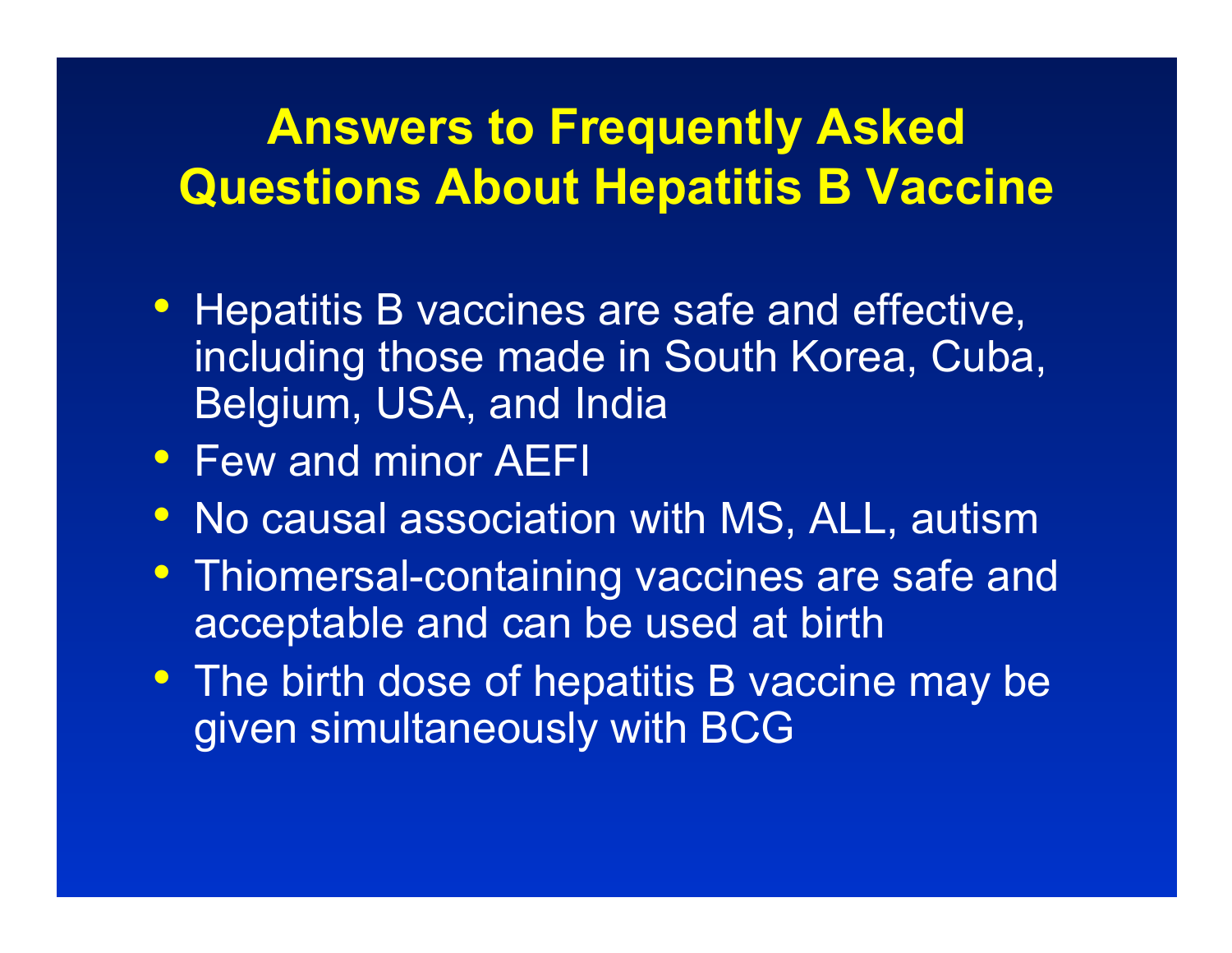# Answers to Frequently Asked Questions About Hepatitis B Vaccine

- Hepatitis B vaccines are safe and effective, including those made in South Korea, Cuba, Belgium, USA, and India
- Few and minor AEFI
- No causal association with MS, ALL, autism
- Thiomersal-containing vaccines are safe and acceptable and can be used at birth
- The birth dose of hepatitis B vaccine may be given simultaneously with BCG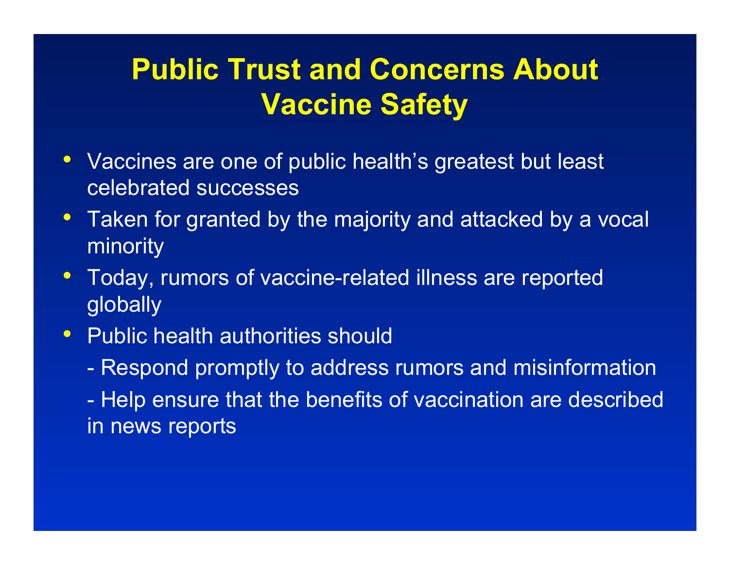# Public Trust and Concerns About Vaccine Safety

- Vaccines are one of public health’s greatest but least celebrated successes
- Taken for granted by the majority and attacked by a vocal minority
- Today, rumors of vaccine-related illness are reported globally
- Public health authorities should
  - Respond promptly to address rumors and misinformation
  - Help ensure that the benefits of vaccination are described in news reports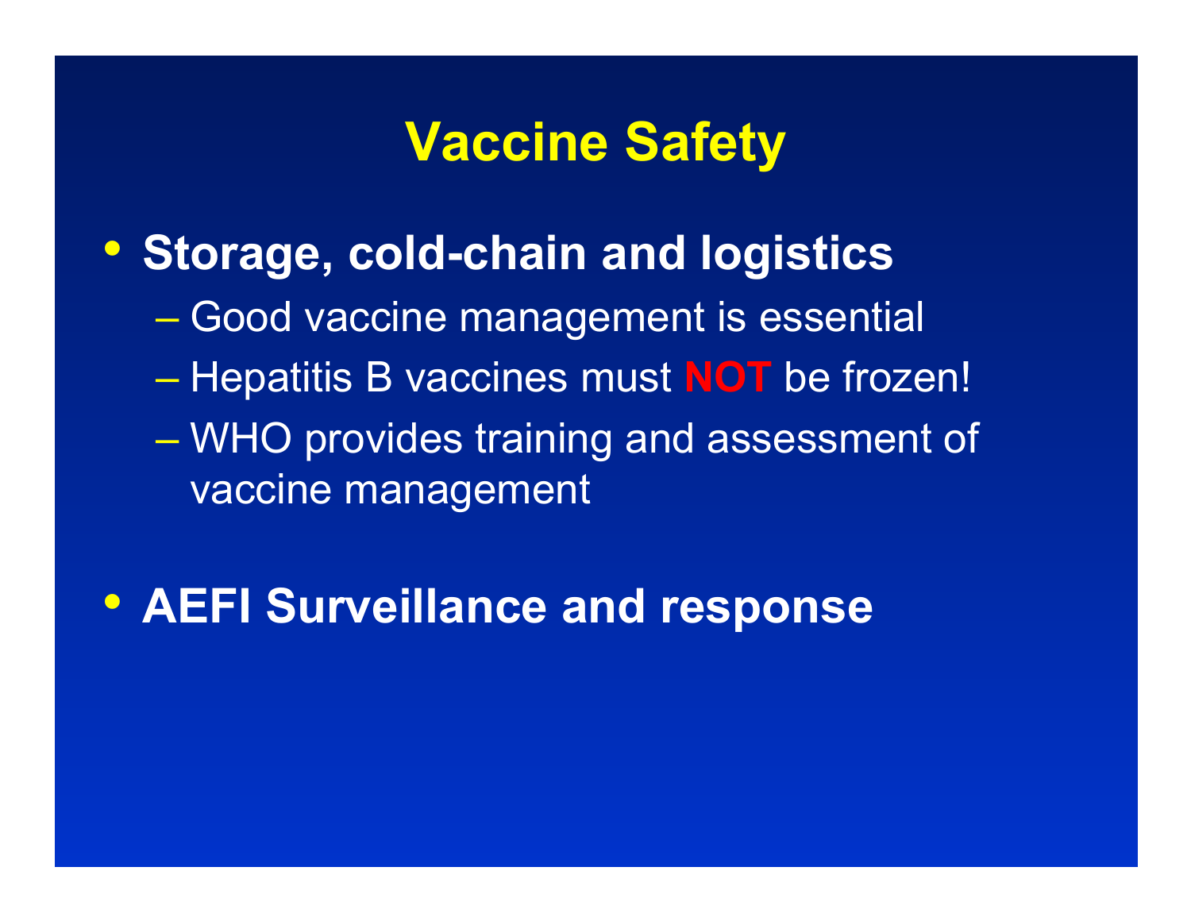# Vaccine Safety

- **Storage, cold-chain and logistics**
  - Good vaccine management is essential
  - Hepatitis B vaccines must **NOT** be frozen!
  - WHO provides training and assessment of vaccine management
- **AEFI Surveillance and response**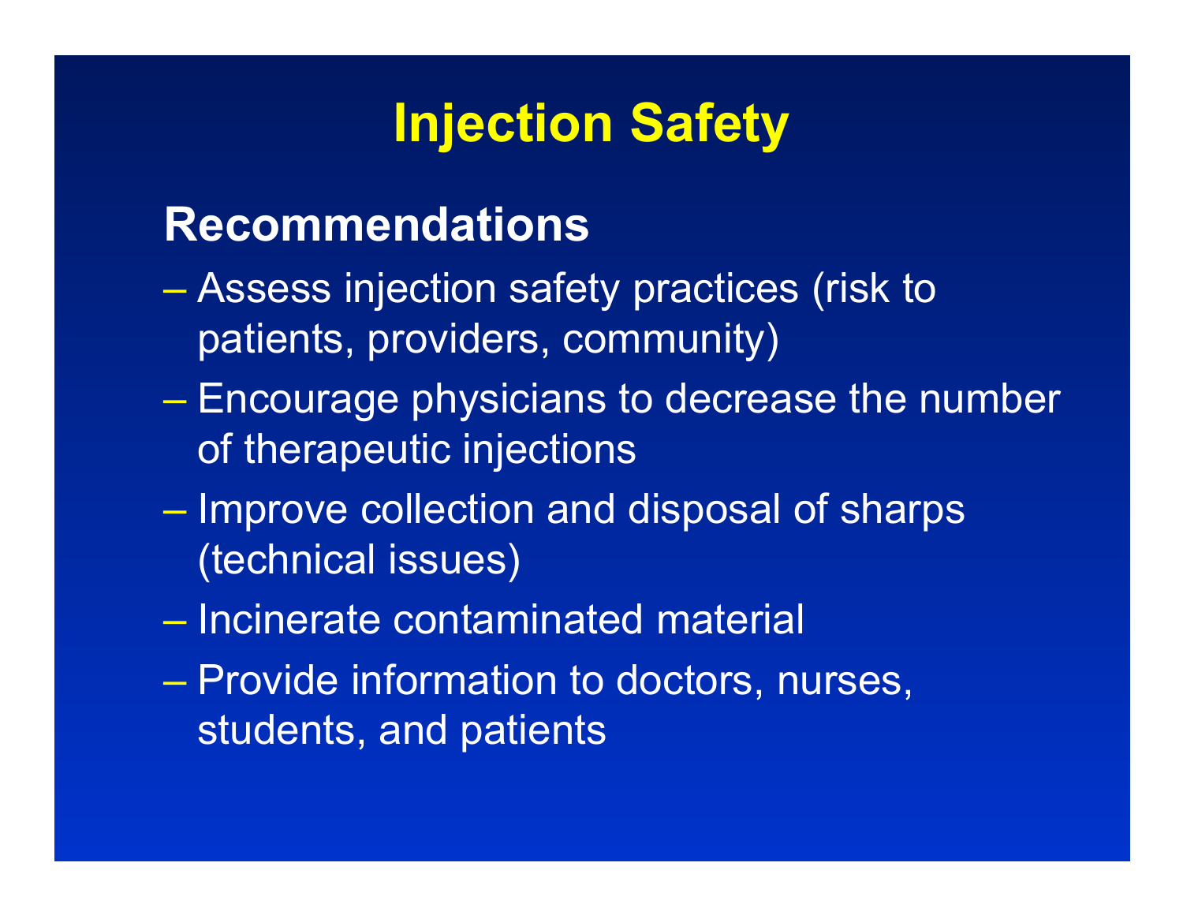# Injection Safety

## Recommendations

- Assess injection safety practices (risk to patients, providers, community)
- Encourage physicians to decrease the number of therapeutic injections
- Improve collection and disposal of sharps (technical issues)
- Incinerate contaminated material
- Provide information to doctors, nurses, students, and patients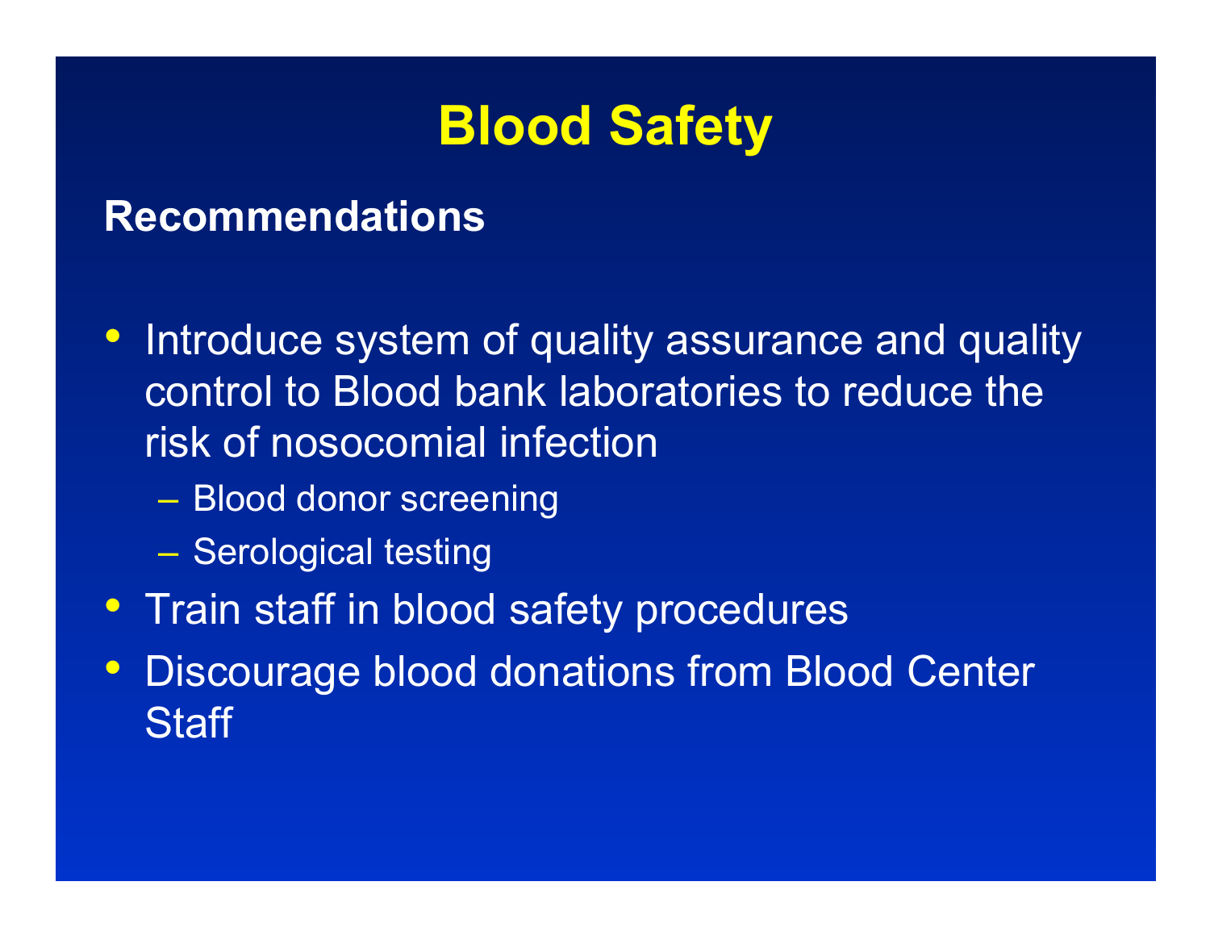# Blood Safety

**Recommendations**

- Introduce system of quality assurance and quality control to Blood bank laboratories to reduce the risk of nosocomial infection
  - Blood donor screening
  - Serological testing
- Train staff in blood safety procedures
- Discourage blood donations from Blood Center Staff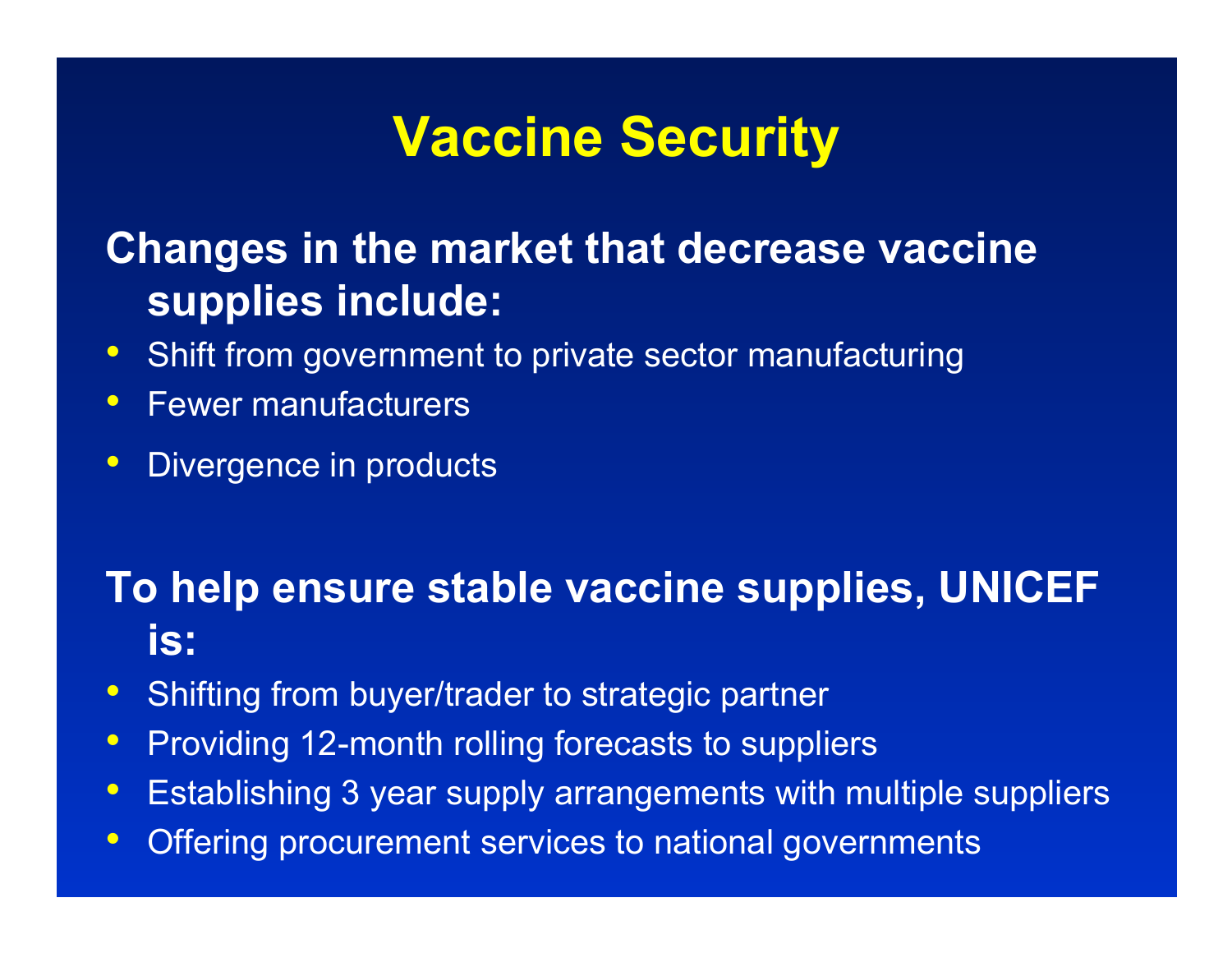# Vaccine Security

**Changes in the market that decrease vaccine supplies include:**

- Shift from government to private sector manufacturing
- Fewer manufacturers
- Divergence in products

**To help ensure stable vaccine supplies, UNICEF is:**

- Shifting from buyer/trader to strategic partner
- Providing 12-month rolling forecasts to suppliers
- Establishing 3 year supply arrangements with multiple suppliers
- Offering procurement services to national governments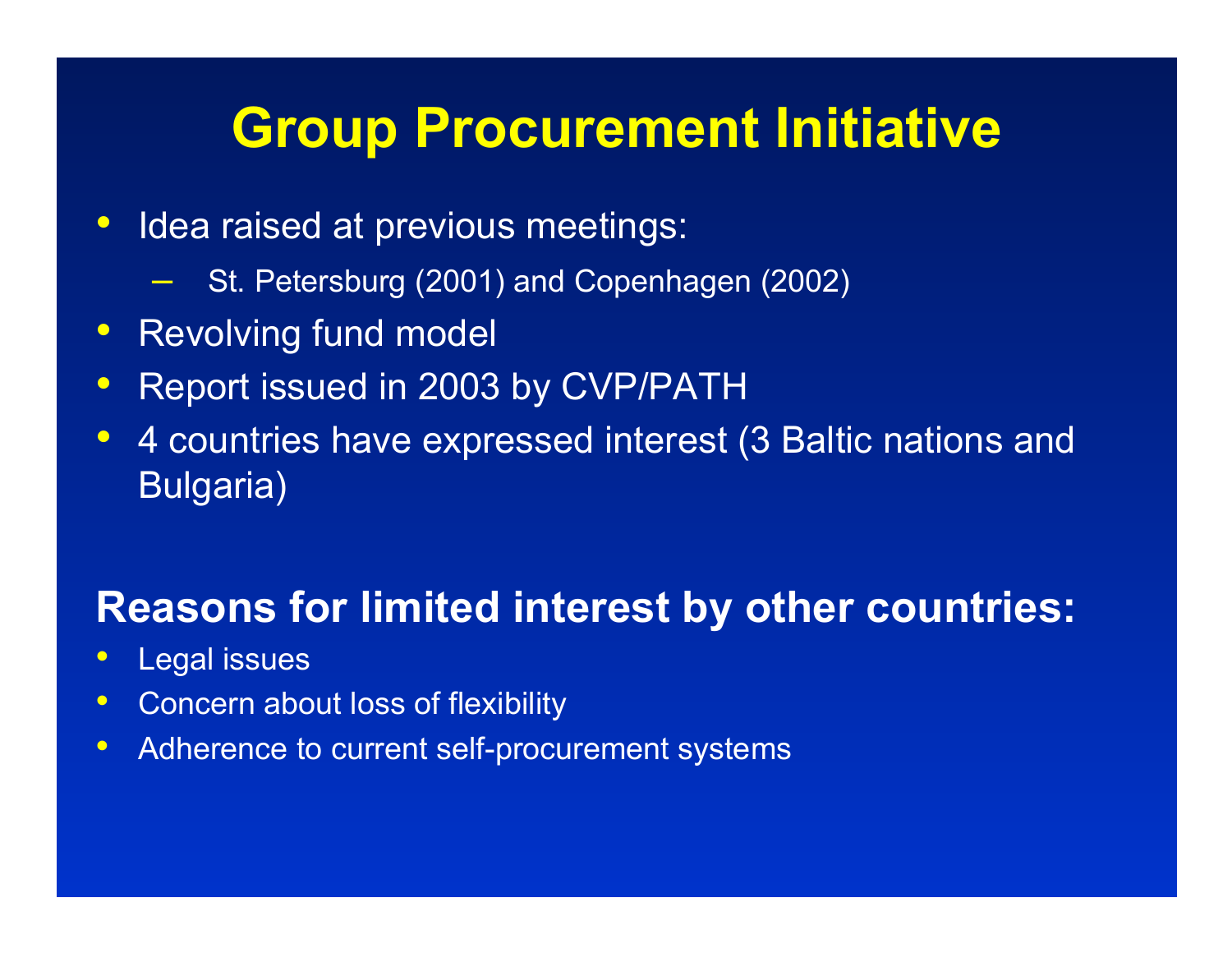# Group Procurement Initiative

- Idea raised at previous meetings:
  - St. Petersburg (2001) and Copenhagen (2002)
- Revolving fund model
- Report issued in 2003 by CVP/PATH
- 4 countries have expressed interest (3 Baltic nations and Bulgaria)

## Reasons for limited interest by other countries:

- Legal issues
- Concern about loss of flexibility
- Adherence to current self-procurement systems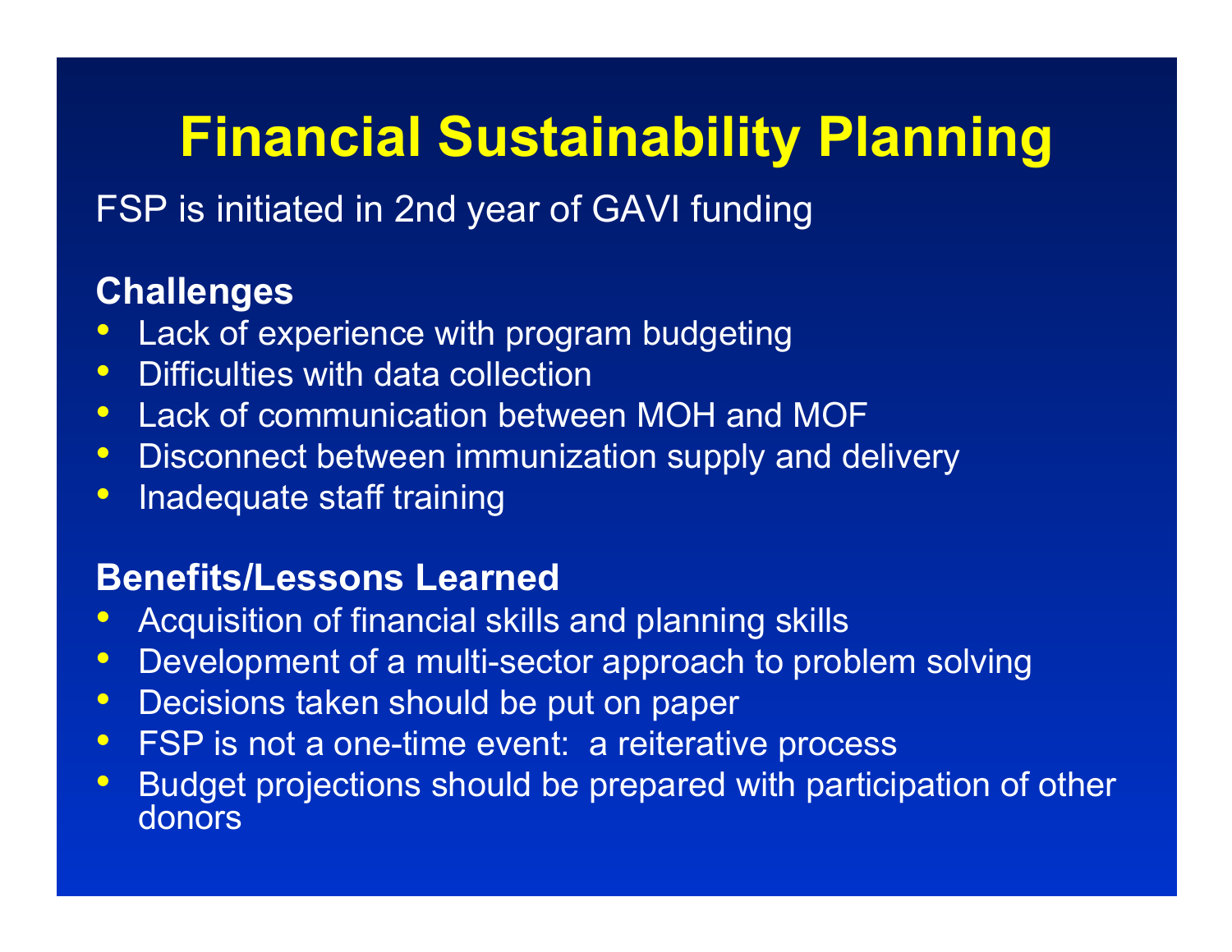# Financial Sustainability Planning

FSP is initiated in 2nd year of GAVI funding

**Challenges**

- Lack of experience with program budgeting
- Difficulties with data collection
- Lack of communication between MOH and MOF
- Disconnect between immunization supply and delivery
- Inadequate staff training

**Benefits/Lessons Learned**

- Acquisition of financial skills and planning skills
- Development of a multi-sector approach to problem solving
- Decisions taken should be put on paper
- FSP is not a one-time event: a reiterative process
- Budget projections should be prepared with participation of other donors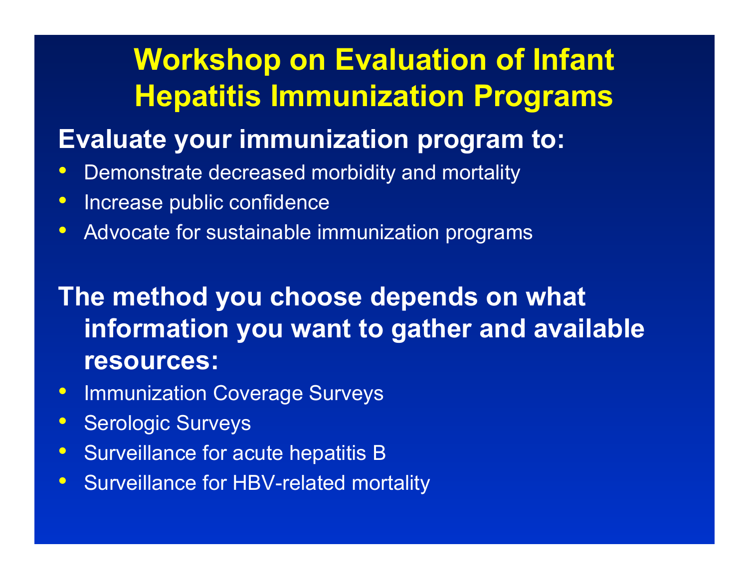# Workshop on Evaluation of Infant Hepatitis Immunization Programs

**Evaluate your immunization program to:**

- Demonstrate decreased morbidity and mortality
- Increase public confidence
- Advocate for sustainable immunization programs

**The method you choose depends on what information you want to gather and available resources:**

- Immunization Coverage Surveys
- Serologic Surveys
- Surveillance for acute hepatitis B
- Surveillance for HBV-related mortality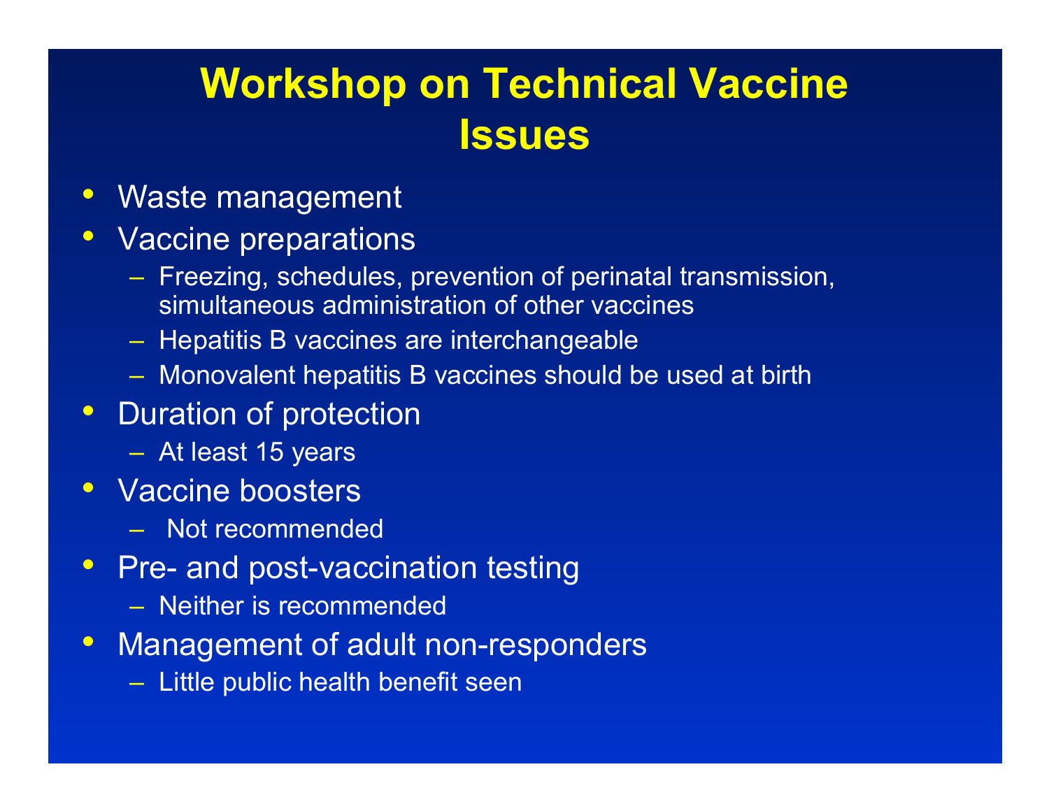# Workshop on Technical Vaccine Issues

- Waste management
- Vaccine preparations
  - Freezing, schedules, prevention of perinatal transmission, simultaneous administration of other vaccines
  - Hepatitis B vaccines are interchangeable
  - Monovalent hepatitis B vaccines should be used at birth
- Duration of protection
  - At least 15 years
- Vaccine boosters
  - Not recommended
- Pre- and post-vaccination testing
  - Neither is recommended
- Management of adult non-responders
  - Little public health benefit seen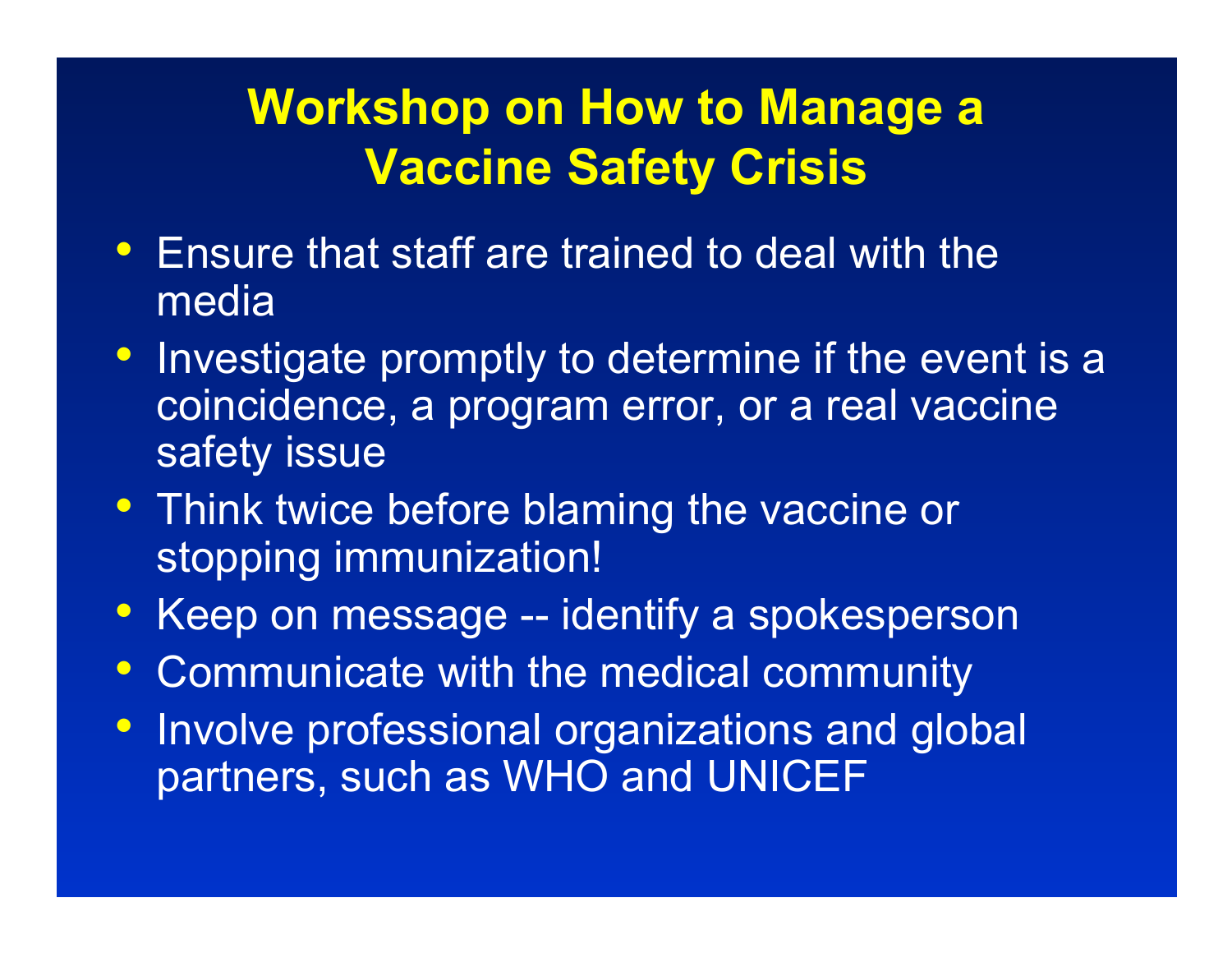# Workshop on How to Manage a Vaccine Safety Crisis

- Ensure that staff are trained to deal with the media
- Investigate promptly to determine if the event is a coincidence, a program error, or a real vaccine safety issue
- Think twice before blaming the vaccine or stopping immunization!
- Keep on message -- identify a spokesperson
- Communicate with the medical community
- Involve professional organizations and global partners, such as WHO and UNICEF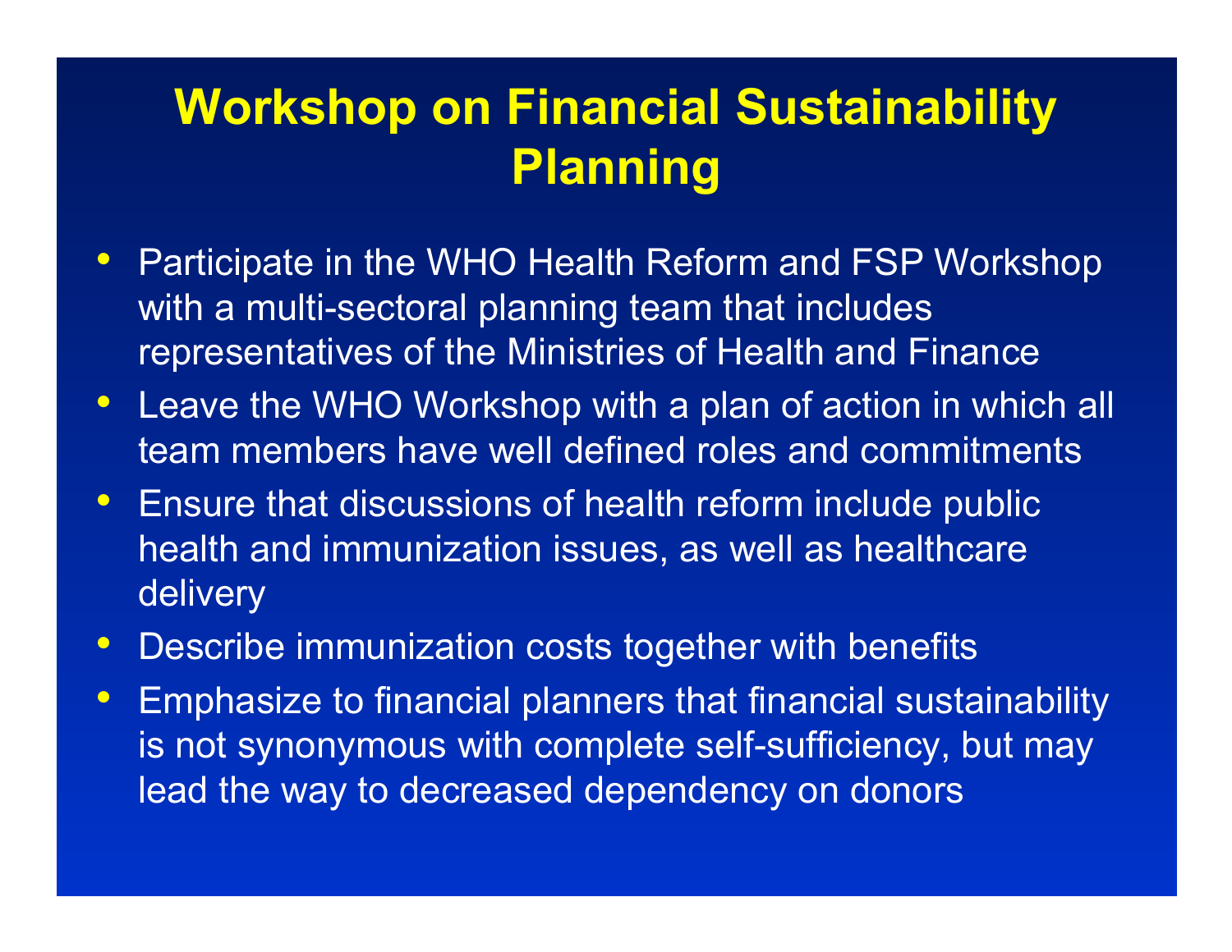# Workshop on Financial Sustainability Planning

- Participate in the WHO Health Reform and FSP Workshop with a multi-sectoral planning team that includes representatives of the Ministries of Health and Finance
- Leave the WHO Workshop with a plan of action in which all team members have well defined roles and commitments
- Ensure that discussions of health reform include public health and immunization issues, as well as healthcare delivery
- Describe immunization costs together with benefits
- Emphasize to financial planners that financial sustainability is not synonymous with complete self-sufficiency, but may lead the way to decreased dependency on donors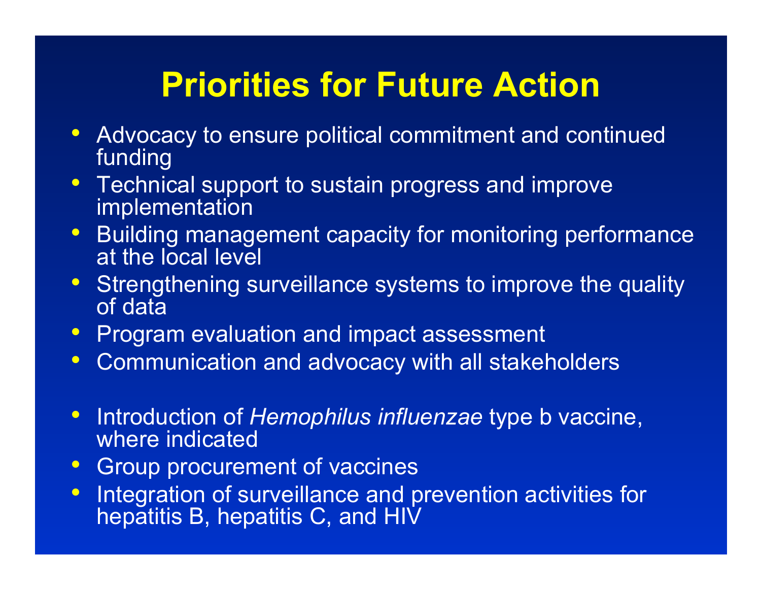# Priorities for Future Action

- Advocacy to ensure political commitment and continued funding
- Technical support to sustain progress and improve implementation
- Building management capacity for monitoring performance at the local level
- Strengthening surveillance systems to improve the quality of data
- Program evaluation and impact assessment
- Communication and advocacy with all stakeholders

- Introduction of *Hemophilus influenzae* type b vaccine, where indicated
- Group procurement of vaccines
- Integration of surveillance and prevention activities for hepatitis B, hepatitis C, and HIV